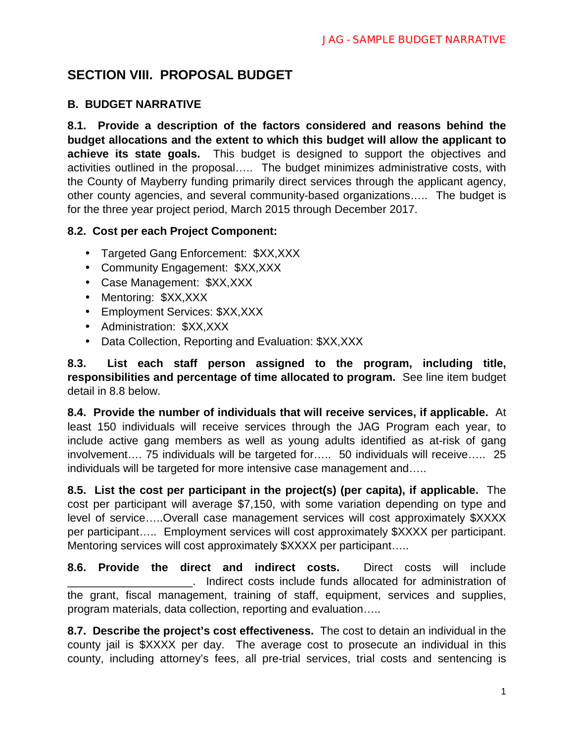## SECTION VIII. PROPOSAL BUDGET

### B. BUDGET NARRATIVE

**8.1. Provide a description of the factors considered and reasons behind the budget allocations and the extent to which this budget will allow the applicant to achieve its state goals.** This budget is designed to support the objectives and activities outlined in the proposal….. The budget minimizes administrative costs, with the County of Mayberry funding primarily direct services through the applicant agency, other county agencies, and several community-based organizations….. The budget is for the three year project period, March 2015 through December 2017.

**8.2. Cost per each Project Component:**

- Targeted Gang Enforcement: $XX,XXX
- Community Engagement: $XX,XXX
- Case Management: $XX,XXX
- Mentoring: $XX,XXX
- Employment Services: $XX,XXX
- Administration: $XX,XXX
- Data Collection, Reporting and Evaluation: $XX,XXX

**8.3. List each staff person assigned to the program, including title, responsibilities and percentage of time allocated to program.** See line item budget detail in 8.8 below.

**8.4. Provide the number of individuals that will receive services, if applicable.** At least 150 individuals will receive services through the JAG Program each year, to include active gang members as well as young adults identified as at-risk of gang involvement…. 75 individuals will be targeted for….. 50 individuals will receive….. 25 individuals will be targeted for more intensive case management and…..

**8.5. List the cost per participant in the project(s) (per capita), if applicable.** The cost per participant will average $7,150, with some variation depending on type and level of service…..Overall case management services will cost approximately $XXXX per participant….. Employment services will cost approximately $XXXX per participant. Mentoring services will cost approximately $XXXX per participant…..

**8.6. Provide the direct and indirect costs.** Direct costs will include ____________________. Indirect costs include funds allocated for administration of the grant, fiscal management, training of staff, equipment, services and supplies, program materials, data collection, reporting and evaluation…..

**8.7. Describe the project's cost effectiveness.** The cost to detain an individual in the county jail is $XXXX per day. The average cost to prosecute an individual in this county, including attorney's fees, all pre-trial services, trial costs and sentencing is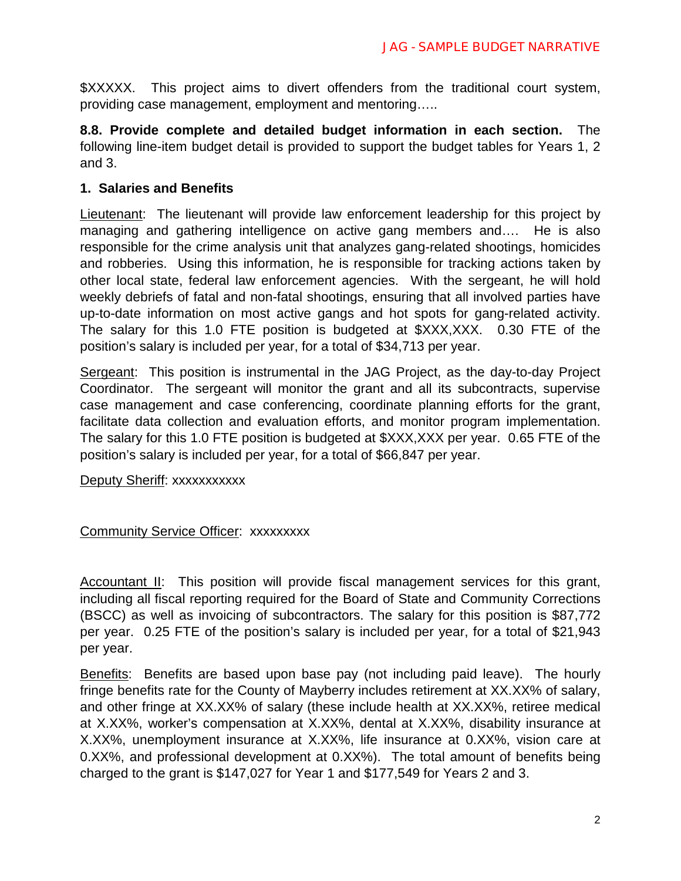$XXXXX. This project aims to divert offenders from the traditional court system, providing case management, employment and mentoring…..

**8.8. Provide complete and detailed budget information in each section.** The following line-item budget detail is provided to support the budget tables for Years 1, 2 and 3.

**1. Salaries and Benefits**

Lieutenant: The lieutenant will provide law enforcement leadership for this project by managing and gathering intelligence on active gang members and…. He is also responsible for the crime analysis unit that analyzes gang-related shootings, homicides and robberies. Using this information, he is responsible for tracking actions taken by other local state, federal law enforcement agencies. With the sergeant, he will hold weekly debriefs of fatal and non-fatal shootings, ensuring that all involved parties have up-to-date information on most active gangs and hot spots for gang-related activity. The salary for this 1.0 FTE position is budgeted at $XXX,XXX. 0.30 FTE of the position's salary is included per year, for a total of $34,713 per year.

Sergeant: This position is instrumental in the JAG Project, as the day-to-day Project Coordinator. The sergeant will monitor the grant and all its subcontracts, supervise case management and case conferencing, coordinate planning efforts for the grant, facilitate data collection and evaluation efforts, and monitor program implementation. The salary for this 1.0 FTE position is budgeted at $XXX,XXX per year. 0.65 FTE of the position's salary is included per year, for a total of $66,847 per year.

Deputy Sheriff: xxxxxxxxxxx

Community Service Officer: xxxxxxxxx

Accountant II: This position will provide fiscal management services for this grant, including all fiscal reporting required for the Board of State and Community Corrections (BSCC) as well as invoicing of subcontractors. The salary for this position is $87,772 per year. 0.25 FTE of the position's salary is included per year, for a total of $21,943 per year.

Benefits: Benefits are based upon base pay (not including paid leave). The hourly fringe benefits rate for the County of Mayberry includes retirement at XX.XX% of salary, and other fringe at XX.XX% of salary (these include health at XX.XX%, retiree medical at X.XX%, worker's compensation at X.XX%, dental at X.XX%, disability insurance at X.XX%, unemployment insurance at X.XX%, life insurance at 0.XX%, vision care at 0.XX%, and professional development at 0.XX%). The total amount of benefits being charged to the grant is $147,027 for Year 1 and $177,549 for Years 2 and 3.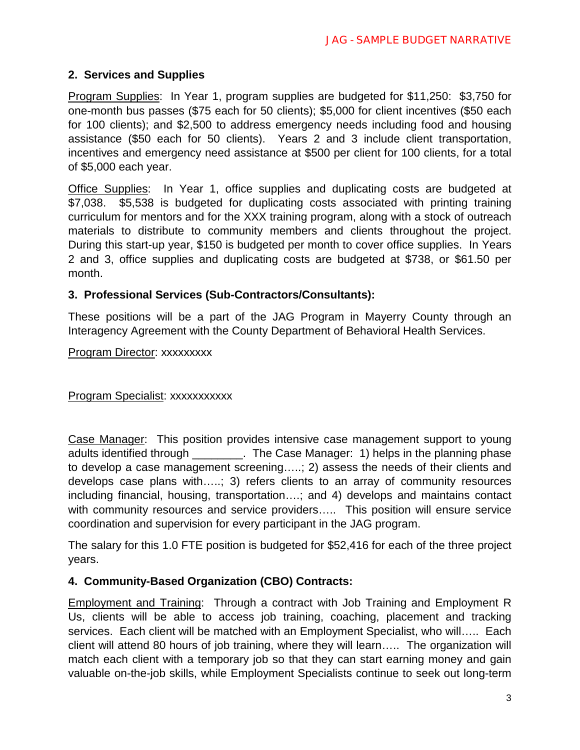## 2. Services and Supplies

Program Supplies: In Year 1, program supplies are budgeted for $11,250: $3,750 for one-month bus passes ($75 each for 50 clients); $5,000 for client incentives ($50 each for 100 clients); and $2,500 to address emergency needs including food and housing assistance ($50 each for 50 clients). Years 2 and 3 include client transportation, incentives and emergency need assistance at $500 per client for 100 clients, for a total of $5,000 each year.

Office Supplies: In Year 1, office supplies and duplicating costs are budgeted at $7,038. $5,538 is budgeted for duplicating costs associated with printing training curriculum for mentors and for the XXX training program, along with a stock of outreach materials to distribute to community members and clients throughout the project. During this start-up year, $150 is budgeted per month to cover office supplies. In Years 2 and 3, office supplies and duplicating costs are budgeted at $738, or $61.50 per month.

## 3. Professional Services (Sub-Contractors/Consultants):

These positions will be a part of the JAG Program in Mayerry County through an Interagency Agreement with the County Department of Behavioral Health Services.

Program Director: xxxxxxxxx

Program Specialist: xxxxxxxxxxx

Case Manager: This position provides intensive case management support to young adults identified through ________. The Case Manager: 1) helps in the planning phase to develop a case management screening…..; 2) assess the needs of their clients and develops case plans with…..; 3) refers clients to an array of community resources including financial, housing, transportation….; and 4) develops and maintains contact with community resources and service providers….. This position will ensure service coordination and supervision for every participant in the JAG program.

The salary for this 1.0 FTE position is budgeted for $52,416 for each of the three project years.

## 4. Community-Based Organization (CBO) Contracts:

Employment and Training: Through a contract with Job Training and Employment R Us, clients will be able to access job training, coaching, placement and tracking services. Each client will be matched with an Employment Specialist, who will….. Each client will attend 80 hours of job training, where they will learn….. The organization will match each client with a temporary job so that they can start earning money and gain valuable on-the-job skills, while Employment Specialists continue to seek out long-term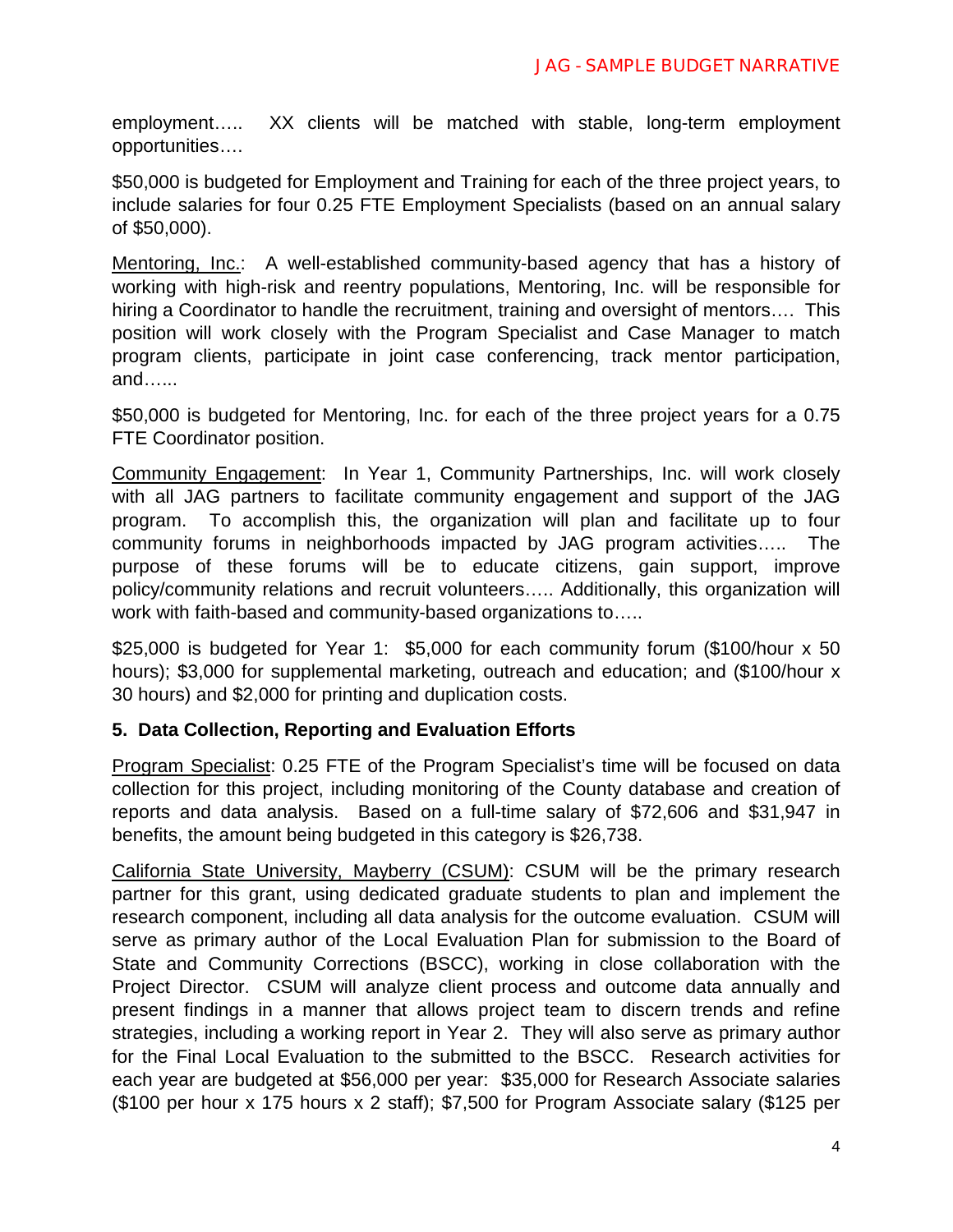employment….. XX clients will be matched with stable, long-term employment opportunities….

$50,000 is budgeted for Employment and Training for each of the three project years, to include salaries for four 0.25 FTE Employment Specialists (based on an annual salary of $50,000).

<u>Mentoring, Inc.</u>: A well-established community-based agency that has a history of working with high-risk and reentry populations, Mentoring, Inc. will be responsible for hiring a Coordinator to handle the recruitment, training and oversight of mentors…. This position will work closely with the Program Specialist and Case Manager to match program clients, participate in joint case conferencing, track mentor participation, and…...

$50,000 is budgeted for Mentoring, Inc. for each of the three project years for a 0.75 FTE Coordinator position.

<u>Community Engagement</u>: In Year 1, Community Partnerships, Inc. will work closely with all JAG partners to facilitate community engagement and support of the JAG program. To accomplish this, the organization will plan and facilitate up to four community forums in neighborhoods impacted by JAG program activities….. The purpose of these forums will be to educate citizens, gain support, improve policy/community relations and recruit volunteers….. Additionally, this organization will work with faith-based and community-based organizations to…..

$25,000 is budgeted for Year 1: $5,000 for each community forum ($100/hour x 50 hours); $3,000 for supplemental marketing, outreach and education; and ($100/hour x 30 hours) and $2,000 for printing and duplication costs.

**5. Data Collection, Reporting and Evaluation Efforts**

<u>Program Specialist</u>: 0.25 FTE of the Program Specialist's time will be focused on data collection for this project, including monitoring of the County database and creation of reports and data analysis. Based on a full-time salary of $72,606 and $31,947 in benefits, the amount being budgeted in this category is $26,738.

<u>California State University, Mayberry (CSUM)</u>: CSUM will be the primary research partner for this grant, using dedicated graduate students to plan and implement the research component, including all data analysis for the outcome evaluation. CSUM will serve as primary author of the Local Evaluation Plan for submission to the Board of State and Community Corrections (BSCC), working in close collaboration with the Project Director. CSUM will analyze client process and outcome data annually and present findings in a manner that allows project team to discern trends and refine strategies, including a working report in Year 2. They will also serve as primary author for the Final Local Evaluation to the submitted to the BSCC. Research activities for each year are budgeted at $56,000 per year: $35,000 for Research Associate salaries ($100 per hour x 175 hours x 2 staff); $7,500 for Program Associate salary ($125 per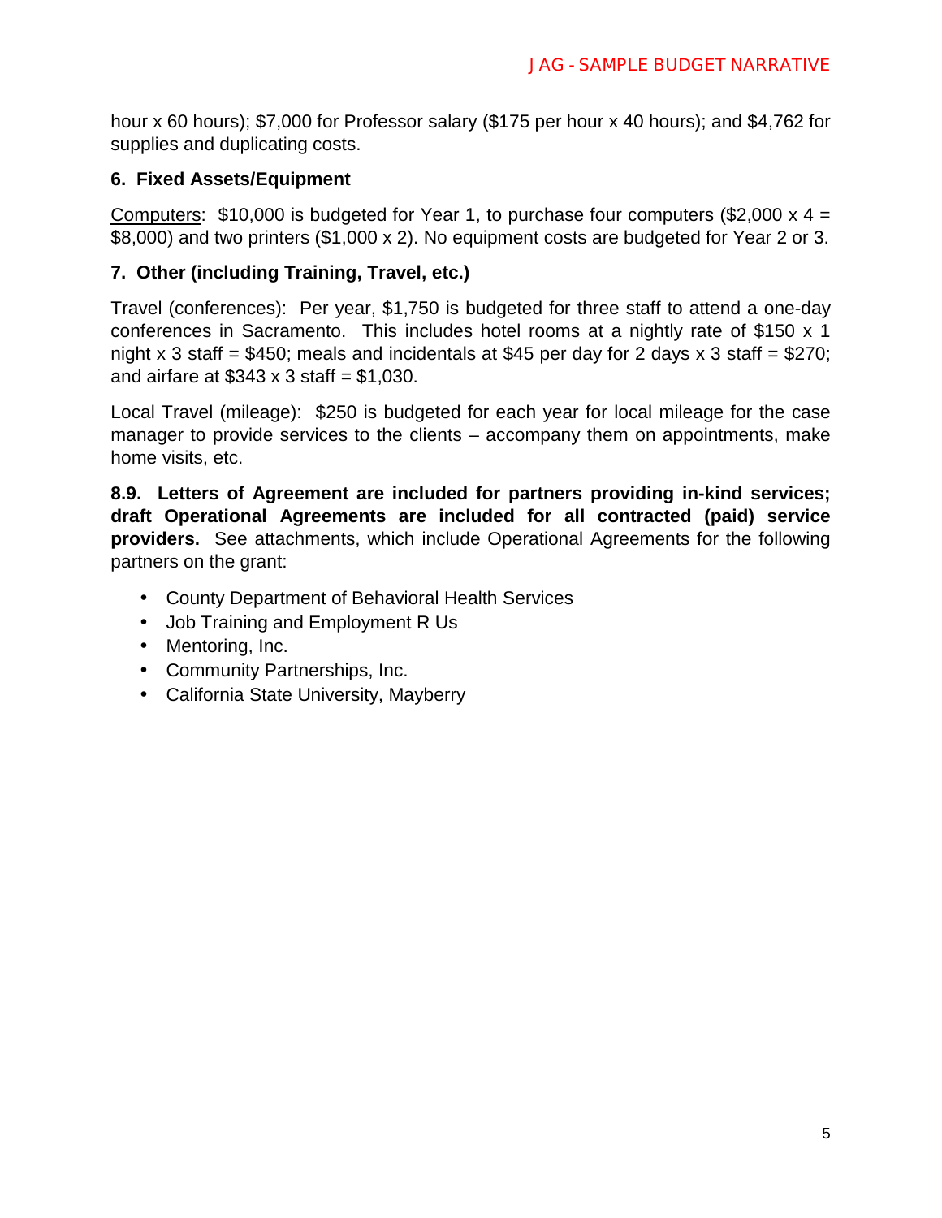hour x 60 hours); $7,000 for Professor salary ($175 per hour x 40 hours); and $4,762 for supplies and duplicating costs.

**6. Fixed Assets/Equipment**

<u>Computers</u>: $10,000 is budgeted for Year 1, to purchase four computers ($2,000 x 4 = $8,000) and two printers ($1,000 x 2). No equipment costs are budgeted for Year 2 or 3.

**7. Other (including Training, Travel, etc.)**

<u>Travel (conferences)</u>: Per year, $1,750 is budgeted for three staff to attend a one-day conferences in Sacramento. This includes hotel rooms at a nightly rate of $150 x 1 night x 3 staff = $450; meals and incidentals at $45 per day for 2 days x 3 staff = $270; and airfare at $343 x 3 staff = $1,030.

Local Travel (mileage): $250 is budgeted for each year for local mileage for the case manager to provide services to the clients – accompany them on appointments, make home visits, etc.

**8.9. Letters of Agreement are included for partners providing in-kind services; draft Operational Agreements are included for all contracted (paid) service providers.** See attachments, which include Operational Agreements for the following partners on the grant:

- County Department of Behavioral Health Services
- Job Training and Employment R Us
- Mentoring, Inc.
- Community Partnerships, Inc.
- California State University, Mayberry